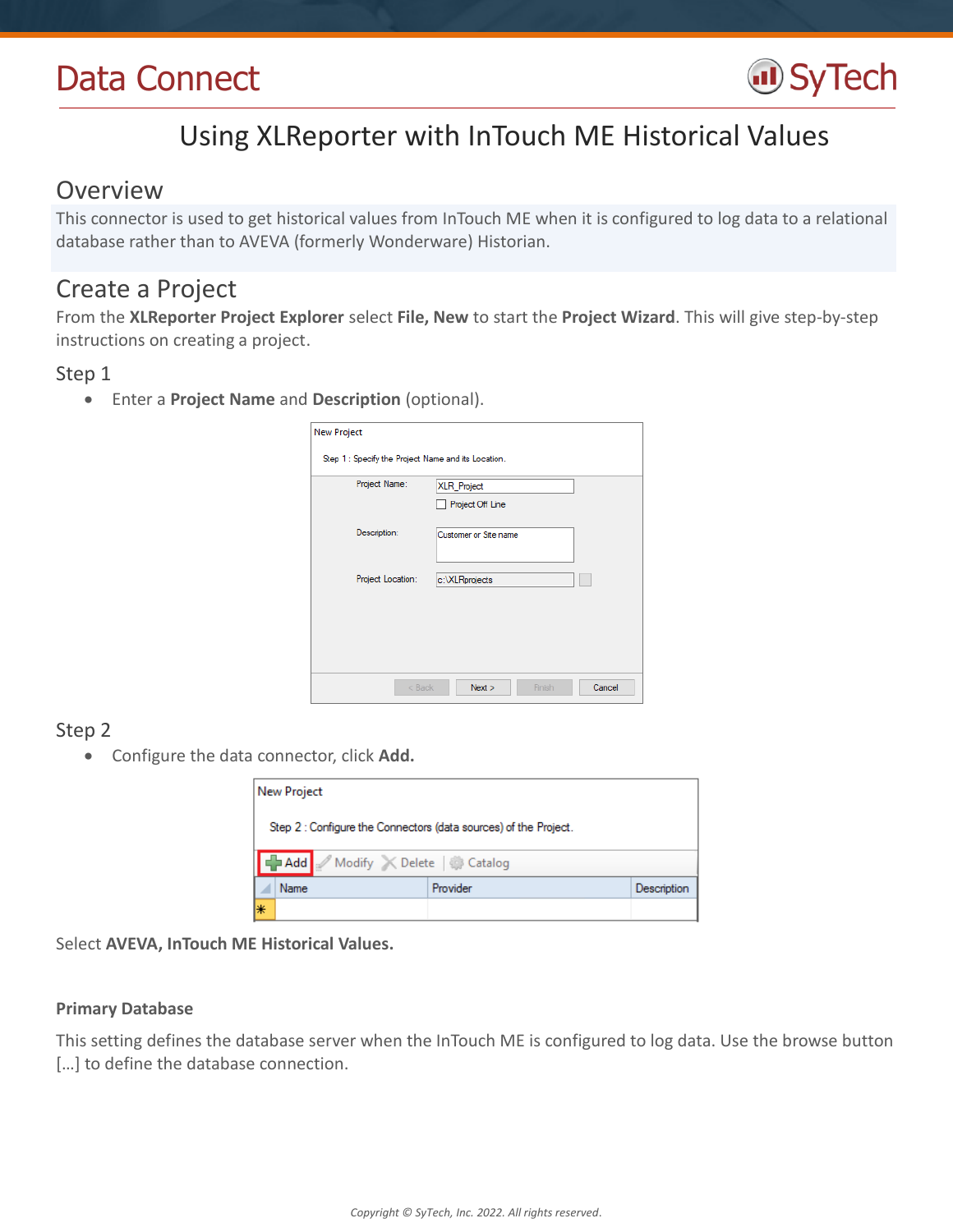# Data Connect

## Using XLReporter with InTouch ME Historical Values

## Overview

This connector is used to get historical values from InTouch ME when it is configured to log data to a relational database rather than to AVEVA (formerly Wonderware) Historian.

## Create a Project

From the **XLReporter Project Explorer** select **File, New** to start the **Project Wizard**. This will give step-by-step instructions on creating a project.

### Step 1

- Enter a **Project Name** and **Description** (optional).

### Step 2

- Configure the data connector, click **Add.**

Select **AVEVA, InTouch ME Historical Values.**

**Primary Database**

This setting defines the database server when the InTouch ME is configured to log data. Use the browse button [...] to define the database connection.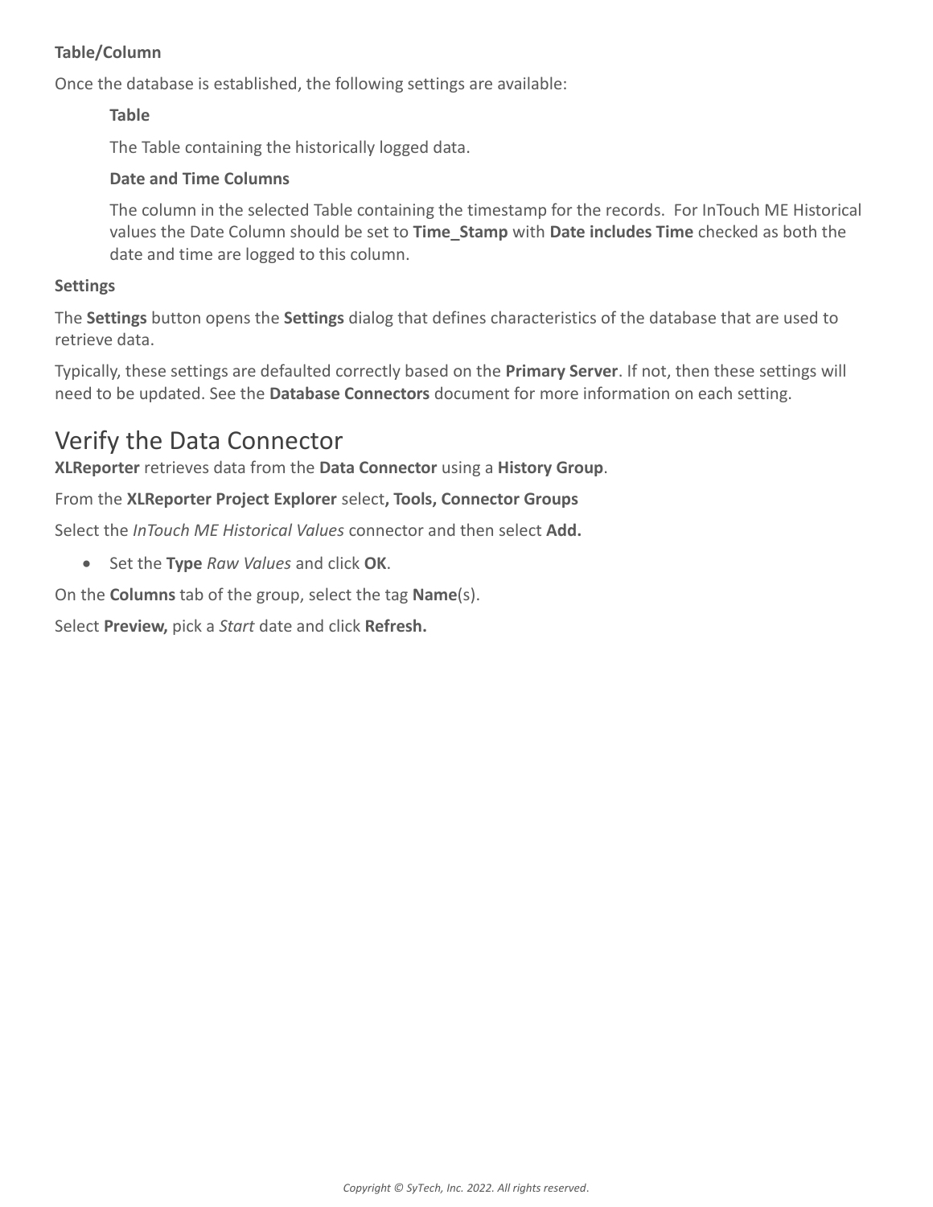**Table/Column**

Once the database is established, the following settings are available:

> **Table**
>
> The Table containing the historically logged data.
>
> **Date and Time Columns**
>
> The column in the selected Table containing the timestamp for the records. For InTouch ME Historical values the Date Column should be set to **Time_Stamp** with **Date includes Time** checked as both the date and time are logged to this column.

**Settings**

The **Settings** button opens the **Settings** dialog that defines characteristics of the database that are used to retrieve data.

Typically, these settings are defaulted correctly based on the **Primary Server**. If not, then these settings will need to be updated. See the **Database Connectors** document for more information on each setting.

# Verify the Data Connector

**XLReporter** retrieves data from the **Data Connector** using a **History Group**.

From the **XLReporter Project Explorer** select**, Tools, Connector Groups**

Select the *InTouch ME Historical Values* connector and then select **Add.**

- Set the **Type** *Raw Values* and click **OK**.

On the **Columns** tab of the group, select the tag **Name**(s).

Select **Preview,** pick a *Start* date and click **Refresh.**